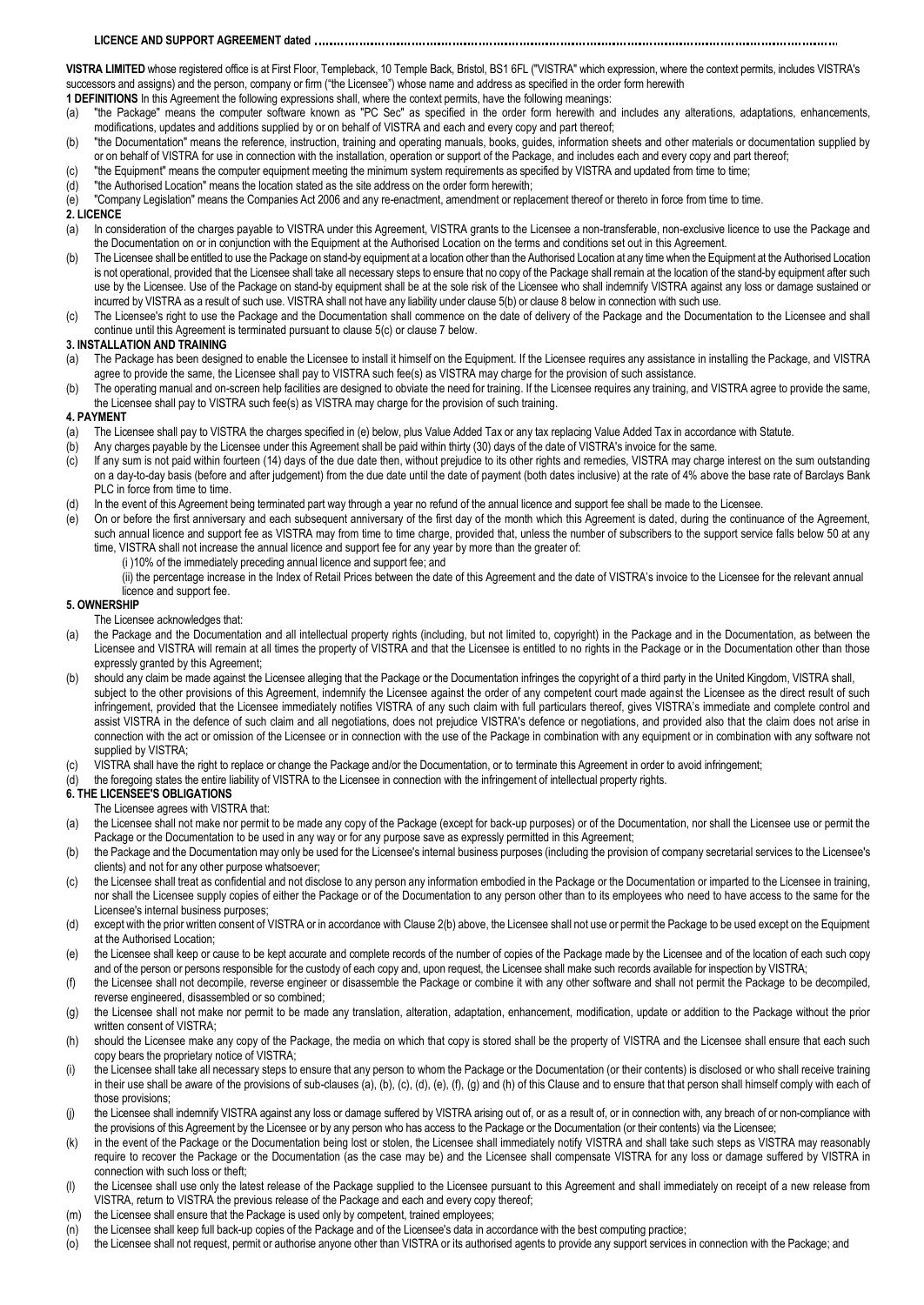**LICENCE AND SUPPORT AGREEMENT dated ..............................................................................................................................................**

**VISTRA LIMITED** whose registered office is at First Floor, Templeback, 10 Temple Back, Bristol, BS1 6FL ("VISTRA" which expression, where the context permits, includes VISTRA's successors and assigns) and the person, company or firm ("the Licensee") whose name and address as specified in the order form herewith

**1 DEFINITIONS** In this Agreement the following expressions shall, where the context permits, have the following meanings:

(a) "the Package" means the computer software known as "PC Sec" as specified in the order form herewith and includes any alterations, adaptations, enhancements, modifications, updates and additions supplied by or on behalf of VISTRA and each and every copy and part thereof;

(b) "the Documentation" means the reference, instruction, training and operating manuals, books, guides, information sheets and other materials or documentation supplied by or on behalf of VISTRA for use in connection with the installation, operation or support of the Package, and includes each and every copy and part thereof;

(c) "the Equipment" means the computer equipment meeting the minimum system requirements as specified by VISTRA and updated from time to time;

(d) "the Authorised Location" means the location stated as the site address on the order form herewith;

(e) "Company Legislation" means the Companies Act 2006 and any re-enactment, amendment or replacement thereof or thereto in force from time to time.

**2. LICENCE**

(a) In consideration of the charges payable to VISTRA under this Agreement, VISTRA grants to the Licensee a non-transferable, non-exclusive licence to use the Package and the Documentation on or in conjunction with the Equipment at the Authorised Location on the terms and conditions set out in this Agreement.

(b) The Licensee shall be entitled to use the Package on stand-by equipment at a location other than the Authorised Location at any time when the Equipment at the Authorised Location is not operational, provided that the Licensee shall take all necessary steps to ensure that no copy of the Package shall remain at the location of the stand-by equipment after such use by the Licensee. Use of the Package on stand-by equipment shall be at the sole risk of the Licensee who shall indemnify VISTRA against any loss or damage sustained or incurred by VISTRA as a result of such use. VISTRA shall not have any liability under clause 5(b) or clause 8 below in connection with such use.

(c) The Licensee's right to use the Package and the Documentation shall commence on the date of delivery of the Package and the Documentation to the Licensee and shall continue until this Agreement is terminated pursuant to clause 5(c) or clause 7 below.

**3. INSTALLATION AND TRAINING**

(a) The Package has been designed to enable the Licensee to install it himself on the Equipment. If the Licensee requires any assistance in installing the Package, and VISTRA agree to provide the same, the Licensee shall pay to VISTRA such fee(s) as VISTRA may charge for the provision of such assistance.

(b) The operating manual and on-screen help facilities are designed to obviate the need for training. If the Licensee requires any training, and VISTRA agree to provide the same, the Licensee shall pay to VISTRA such fee(s) as VISTRA may charge for the provision of such training.

**4. PAYMENT**

(a) The Licensee shall pay to VISTRA the charges specified in (e) below, plus Value Added Tax or any tax replacing Value Added Tax in accordance with Statute.

(b) Any charges payable by the Licensee under this Agreement shall be paid within thirty (30) days of the date of VISTRA's invoice for the same.

(c) If any sum is not paid within fourteen (14) days of the due date then, without prejudice to its other rights and remedies, VISTRA may charge interest on the sum outstanding on a day-to-day basis (before and after judgement) from the due date until the date of payment (both dates inclusive) at the rate of 4% above the base rate of Barclays Bank PLC in force from time to time.

(d) In the event of this Agreement being terminated part way through a year no refund of the annual licence and support fee shall be made to the Licensee.

(e) On or before the first anniversary and each subsequent anniversary of the first day of the month which this Agreement is dated, during the continuance of the Agreement, such annual licence and support fee as VISTRA may from time to time charge, provided that, unless the number of subscribers to the support service falls below 50 at any time, VISTRA shall not increase the annual licence and support fee for any year by more than the greater of:

(i )10% of the immediately preceding annual licence and support fee; and

(ii) the percentage increase in the Index of Retail Prices between the date of this Agreement and the date of VISTRA's invoice to the Licensee for the relevant annual licence and support fee.

**5. OWNERSHIP**

The Licensee acknowledges that:

(a) the Package and the Documentation and all intellectual property rights (including, but not limited to, copyright) in the Package and in the Documentation, as between the Licensee and VISTRA will remain at all times the property of VISTRA and that the Licensee is entitled to no rights in the Package or in the Documentation other than those expressly granted by this Agreement;

(b) should any claim be made against the Licensee alleging that the Package or the Documentation infringes the copyright of a third party in the United Kingdom, VISTRA shall, subject to the other provisions of this Agreement, indemnify the Licensee against the order of any competent court made against the Licensee as the direct result of such infringement, provided that the Licensee immediately notifies VISTRA of any such claim with full particulars thereof, gives VISTRA's immediate and complete control and assist VISTRA in the defence of such claim and all negotiations, does not prejudice VISTRA's defence or negotiations, and provided also that the claim does not arise in connection with the act or omission of the Licensee or in connection with the use of the Package in combination with any equipment or in combination with any software not supplied by VISTRA;

(c) VISTRA shall have the right to replace or change the Package and/or the Documentation, or to terminate this Agreement in order to avoid infringement;

(d) the foregoing states the entire liability of VISTRA to the Licensee in connection with the infringement of intellectual property rights.

**6. THE LICENSEE'S OBLIGATIONS**

The Licensee agrees with VISTRA that:

(a) the Licensee shall not make nor permit to be made any copy of the Package (except for back-up purposes) or of the Documentation, nor shall the Licensee use or permit the Package or the Documentation to be used in any way or for any purpose save as expressly permitted in this Agreement;

(b) the Package and the Documentation may only be used for the Licensee's internal business purposes (including the provision of company secretarial services to the Licensee's clients) and not for any other purpose whatsoever;

(c) the Licensee shall treat as confidential and not disclose to any person any information embodied in the Package or the Documentation or imparted to the Licensee in training, nor shall the Licensee supply copies of either the Package or of the Documentation to any person other than to its employees who need to have access to the same for the Licensee's internal business purposes;

(d) except with the prior written consent of VISTRA or in accordance with Clause 2(b) above, the Licensee shall not use or permit the Package to be used except on the Equipment at the Authorised Location;

(e) the Licensee shall keep or cause to be kept accurate and complete records of the number of copies of the Package made by the Licensee and of the location of each such copy and of the person or persons responsible for the custody of each copy and, upon request, the Licensee shall make such records available for inspection by VISTRA;

(f) the Licensee shall not decompile, reverse engineer or disassemble the Package or combine it with any other software and shall not permit the Package to be decompiled, reverse engineered, disassembled or so combined;

(g) the Licensee shall not make nor permit to be made any translation, alteration, adaptation, enhancement, modification, update or addition to the Package without the prior written consent of VISTRA;

(h) should the Licensee make any copy of the Package, the media on which that copy is stored shall be the property of VISTRA and the Licensee shall ensure that each such copy bears the proprietary notice of VISTRA;

(i) the Licensee shall take all necessary steps to ensure that any person to whom the Package or the Documentation (or their contents) is disclosed or who shall receive training in their use shall be aware of the provisions of sub-clauses (a), (b), (c), (d), (e), (f), (g) and (h) of this Clause and to ensure that that person shall himself comply with each of those provisions;

(j) the Licensee shall indemnify VISTRA against any loss or damage suffered by VISTRA arising out of, or as a result of, or in connection with, any breach of or non-compliance with the provisions of this Agreement by the Licensee or by any person who has access to the Package or the Documentation (or their contents) via the Licensee;

(k) in the event of the Package or the Documentation being lost or stolen, the Licensee shall immediately notify VISTRA and shall take such steps as VISTRA may reasonably require to recover the Package or the Documentation (as the case may be) and the Licensee shall compensate VISTRA for any loss or damage suffered by VISTRA in connection with such loss or theft;

(l) the Licensee shall use only the latest release of the Package supplied to the Licensee pursuant to this Agreement and shall immediately on receipt of a new release from VISTRA, return to VISTRA the previous release of the Package and each and every copy thereof;

(m) the Licensee shall ensure that the Package is used only by competent, trained employees;

(n) the Licensee shall keep full back-up copies of the Package and of the Licensee's data in accordance with the best computing practice;

(o) the Licensee shall not request, permit or authorise anyone other than VISTRA or its authorised agents to provide any support services in connection with the Package; and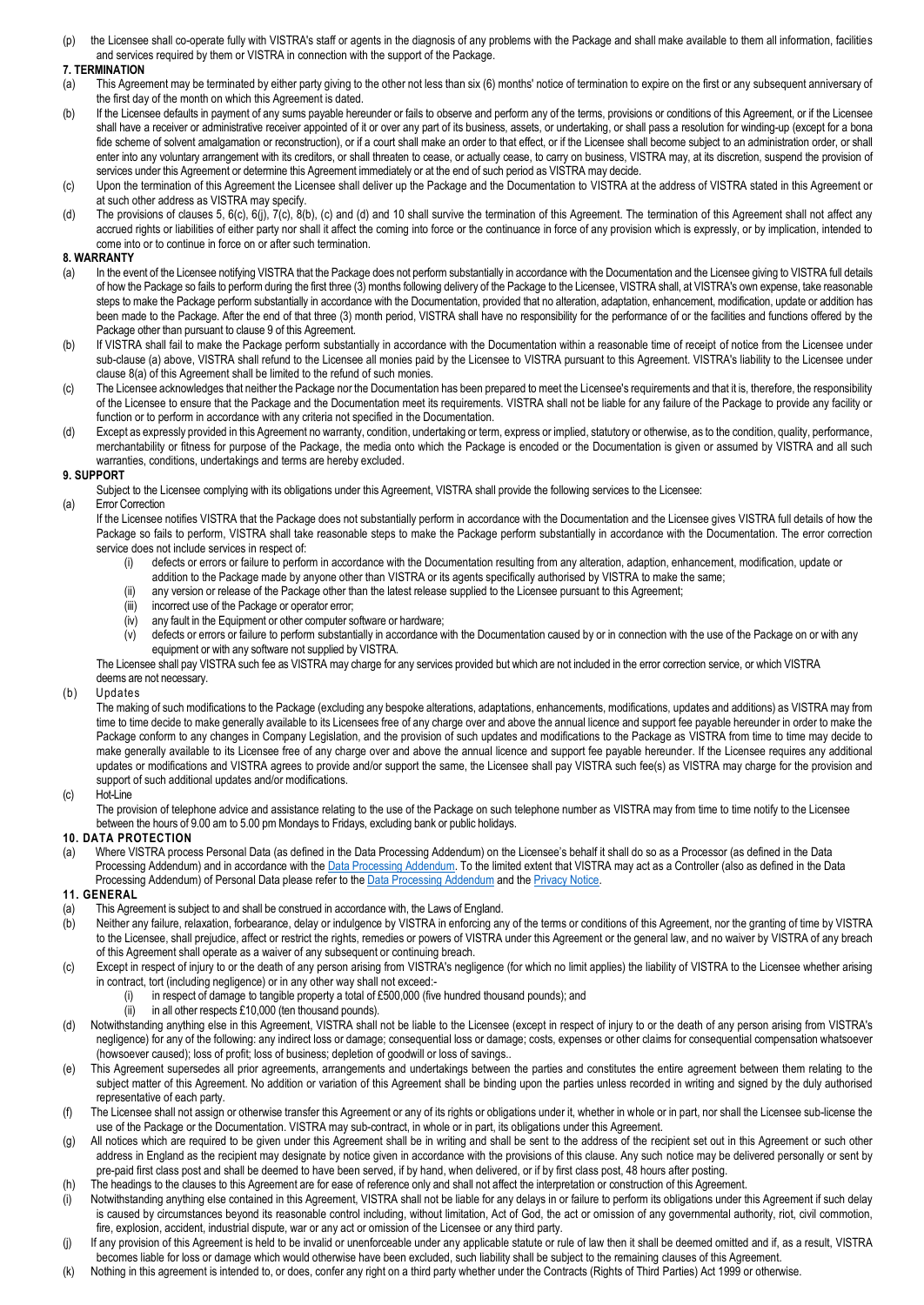(p) the Licensee shall co-operate fully with VISTRA's staff or agents in the diagnosis of any problems with the Package and shall make available to them all information, facilities and services required by them or VISTRA in connection with the support of the Package.

**7. TERMINATION**

(a) This Agreement may be terminated by either party giving to the other not less than six (6) months' notice of termination to expire on the first or any subsequent anniversary of the first day of the month on which this Agreement is dated.

(b) If the Licensee defaults in payment of any sums payable hereunder or fails to observe and perform any of the terms, provisions or conditions of this Agreement, or if the Licensee shall have a receiver or administrative receiver appointed of it or over any part of its business, assets, or undertaking, or shall pass a resolution for winding-up (except for a bona fide scheme of solvent amalgamation or reconstruction), or if a court shall make an order to that effect, or if the Licensee shall become subject to an administration order, or shall enter into any voluntary arrangement with its creditors, or shall threaten to cease, or actually cease, to carry on business, VISTRA may, at its discretion, suspend the provision of services under this Agreement or determine this Agreement immediately or at the end of such period as VISTRA may decide.

(c) Upon the termination of this Agreement the Licensee shall deliver up the Package and the Documentation to VISTRA at the address of VISTRA stated in this Agreement or at such other address as VISTRA may specify.

(d) The provisions of clauses 5, 6(c), 6(j), 7(c), 8(b), (c) and (d) and 10 shall survive the termination of this Agreement. The termination of this Agreement shall not affect any accrued rights or liabilities of either party nor shall it affect the coming into force or the continuance in force of any provision which is expressly, or by implication, intended to come into or to continue in force on or after such termination.

**8. WARRANTY**

(a) In the event of the Licensee notifying VISTRA that the Package does not perform substantially in accordance with the Documentation and the Licensee giving to VISTRA full details of how the Package so fails to perform during the first three (3) months following delivery of the Package to the Licensee, VISTRA shall, at VISTRA's own expense, take reasonable steps to make the Package perform substantially in accordance with the Documentation, provided that no alteration, adaptation, enhancement, modification, update or addition has been made to the Package. After the end of that three (3) month period, VISTRA shall have no responsibility for the performance of or the facilities and functions offered by the Package other than pursuant to clause 9 of this Agreement.

(b) If VISTRA shall fail to make the Package perform substantially in accordance with the Documentation within a reasonable time of receipt of notice from the Licensee under sub-clause (a) above, VISTRA shall refund to the Licensee all monies paid by the Licensee to VISTRA pursuant to this Agreement. VISTRA's liability to the Licensee under clause 8(a) of this Agreement shall be limited to the refund of such monies.

(c) The Licensee acknowledges that neither the Package nor the Documentation has been prepared to meet the Licensee's requirements and that it is, therefore, the responsibility of the Licensee to ensure that the Package and the Documentation meet its requirements. VISTRA shall not be liable for any failure of the Package to provide any facility or function or to perform in accordance with any criteria not specified in the Documentation.

(d) Except as expressly provided in this Agreement no warranty, condition, undertaking or term, express or implied, statutory or otherwise, as to the condition, quality, performance, merchantability or fitness for purpose of the Package, the media onto which the Package is encoded or the Documentation is given or assumed by VISTRA and all such warranties, conditions, undertakings and terms are hereby excluded.

**9. SUPPORT**

Subject to the Licensee complying with its obligations under this Agreement, VISTRA shall provide the following services to the Licensee:

(a) Error Correction

If the Licensee notifies VISTRA that the Package does not substantially perform in accordance with the Documentation and the Licensee gives VISTRA full details of how the Package so fails to perform, VISTRA shall take reasonable steps to make the Package perform substantially in accordance with the Documentation. The error correction service does not include services in respect of:

(i) defects or errors or failure to perform in accordance with the Documentation resulting from any alteration, adaption, enhancement, modification, update or addition to the Package made by anyone other than VISTRA or its agents specifically authorised by VISTRA to make the same;
(ii) any version or release of the Package other than the latest release supplied to the Licensee pursuant to this Agreement;
(iii) incorrect use of the Package or operator error;
(iv) any fault in the Equipment or other computer software or hardware;
(v) defects or errors or failure to perform substantially in accordance with the Documentation caused by or in connection with the use of the Package on or with any equipment or with any software not supplied by VISTRA.

The Licensee shall pay VISTRA such fee as VISTRA may charge for any services provided but which are not included in the error correction service, or which VISTRA deems are not necessary.

(b) Updates

The making of such modifications to the Package (excluding any bespoke alterations, adaptations, enhancements, modifications, updates and additions) as VISTRA may from time to time decide to make generally available to its Licensees free of any charge over and above the annual licence and support fee payable hereunder in order to make the Package conform to any changes in Company Legislation, and the provision of such updates and modifications to the Package as VISTRA from time to time may decide to make generally available to its Licensee free of any charge over and above the annual licence and support fee payable hereunder. If the Licensee requires any additional updates or modifications and VISTRA agrees to provide and/or support the same, the Licensee shall pay VISTRA such fee(s) as VISTRA may charge for the provision and support of such additional updates and/or modifications.

(c) Hot-Line

The provision of telephone advice and assistance relating to the use of the Package on such telephone number as VISTRA may from time to time notify to the Licensee between the hours of 9.00 am to 5.00 pm Mondays to Fridays, excluding bank or public holidays.

**10. DATA PROTECTION**

(a) Where VISTRA process Personal Data (as defined in the Data Processing Addendum) on the Licensee's behalf it shall do so as a Processor (as defined in the Data Processing Addendum) and in accordance with the Data Processing Addendum. To the limited extent that VISTRA may act as a Controller (also as defined in the Data Processing Addendum) of Personal Data please refer to the Data Processing Addendum and the Privacy Notice.

**11. GENERAL**

(a) This Agreement is subject to and shall be construed in accordance with, the Laws of England.

(b) Neither any failure, relaxation, forbearance, delay or indulgence by VISTRA in enforcing any of the terms or conditions of this Agreement, nor the granting of time by VISTRA to the Licensee, shall prejudice, affect or restrict the rights, remedies or powers of VISTRA under this Agreement or the general law, and no waiver by VISTRA of any breach of this Agreement shall operate as a waiver of any subsequent or continuing breach.

(c) Except in respect of injury to or the death of any person arising from VISTRA's negligence (for which no limit applies) the liability of VISTRA to the Licensee whether arising in contract, tort (including negligence) or in any other way shall not exceed:-

(i) in respect of damage to tangible property a total of £500,000 (five hundred thousand pounds); and
(ii) in all other respects £10,000 (ten thousand pounds).

(d) Notwithstanding anything else in this Agreement, VISTRA shall not be liable to the Licensee (except in respect of injury to or the death of any person arising from VISTRA's negligence) for any of the following: any indirect loss or damage; consequential loss or damage; costs, expenses or other claims for consequential compensation whatsoever (howsoever caused); loss of profit; loss of business; depletion of goodwill or loss of savings..

(e) This Agreement supersedes all prior agreements, arrangements and undertakings between the parties and constitutes the entire agreement between them relating to the subject matter of this Agreement. No addition or variation of this Agreement shall be binding upon the parties unless recorded in writing and signed by the duly authorised representative of each party.

(f) The Licensee shall not assign or otherwise transfer this Agreement or any of its rights or obligations under it, whether in whole or in part, nor shall the Licensee sub-license the use of the Package or the Documentation. VISTRA may sub-contract, in whole or in part, its obligations under this Agreement.

(g) All notices which are required to be given under this Agreement shall be in writing and shall be sent to the address of the recipient set out in this Agreement or such other address in England as the recipient may designate by notice given in accordance with the provisions of this clause. Any such notice may be delivered personally or sent by pre-paid first class post and shall be deemed to have been served, if by hand, when delivered, or if by first class post, 48 hours after posting.

(h) The headings to the clauses to this Agreement are for ease of reference only and shall not affect the interpretation or construction of this Agreement.

(i) Notwithstanding anything else contained in this Agreement, VISTRA shall not be liable for any delays in or failure to perform its obligations under this Agreement if such delay is caused by circumstances beyond its reasonable control including, without limitation, Act of God, the act or omission of any governmental authority, riot, civil commotion, fire, explosion, accident, industrial dispute, war or any act or omission of the Licensee or any third party.

(j) If any provision of this Agreement is held to be invalid or unenforceable under any applicable statute or rule of law then it shall be deemed omitted and if, as a result, VISTRA becomes liable for loss or damage which would otherwise have been excluded, such liability shall be subject to the remaining clauses of this Agreement.

(k) Nothing in this agreement is intended to, or does, confer any right on a third party whether under the Contracts (Rights of Third Parties) Act 1999 or otherwise.